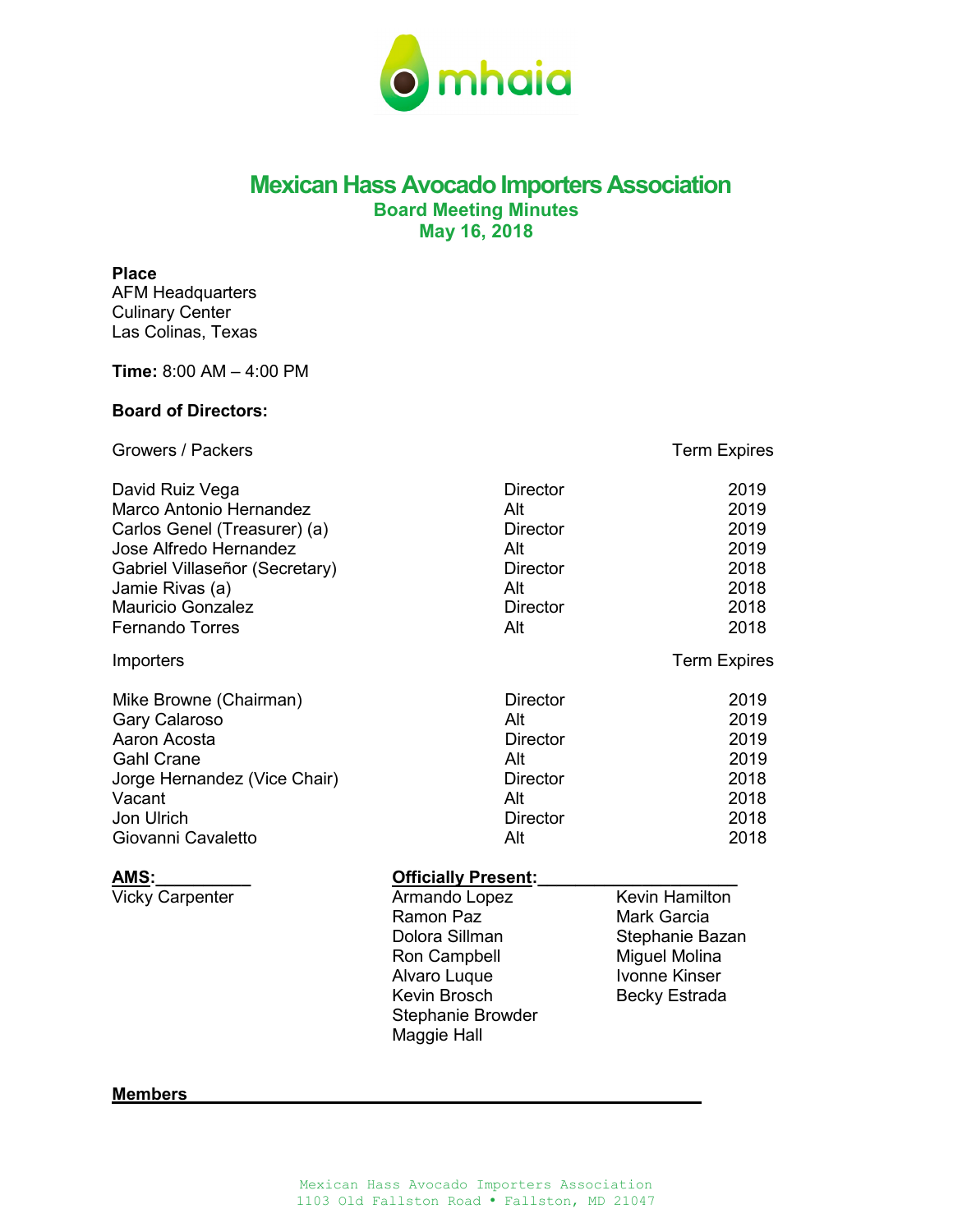mhaia

# Mexican Hass Avocado Importers Association

## Board Meeting Minutes

## May 16, 2018

**Place**
AFM Headquarters
Culinary Center
Las Colinas, Texas

**Time:** 8:00 AM – 4:00 PM

**Board of Directors:**

| Growers / Packers | | Term Expires |
|---|---|---|
| David Ruiz Vega | Director | 2019 |
| Marco Antonio Hernandez | Alt | 2019 |
| Carlos Genel (Treasurer) (a) | Director | 2019 |
| Jose Alfredo Hernandez | Alt | 2019 |
| Gabriel Villaseñor (Secretary) | Director | 2018 |
| Jamie Rivas (a) | Alt | 2018 |
| Mauricio Gonzalez | Director | 2018 |
| Fernando Torres | Alt | 2018 |

| Importers | | Term Expires |
|---|---|---|
| Mike Browne (Chairman) | Director | 2019 |
| Gary Calaroso | Alt | 2019 |
| Aaron Acosta | Director | 2019 |
| Gahl Crane | Alt | 2019 |
| Jorge Hernandez (Vice Chair) | Director | 2018 |
| Vacant | Alt | 2018 |
| Jon Ulrich | Director | 2018 |
| Giovanni Cavaletto | Alt | 2018 |

**AMS:**
Vicky Carpenter

**Officially Present:**
Armando Lopez
Ramon Paz
Dolora Sillman
Ron Campbell
Alvaro Luque
Kevin Brosch
Stephanie Browder
Maggie Hall
Kevin Hamilton
Mark Garcia
Stephanie Bazan
Miguel Molina
Ivonne Kinser
Becky Estrada

**Members**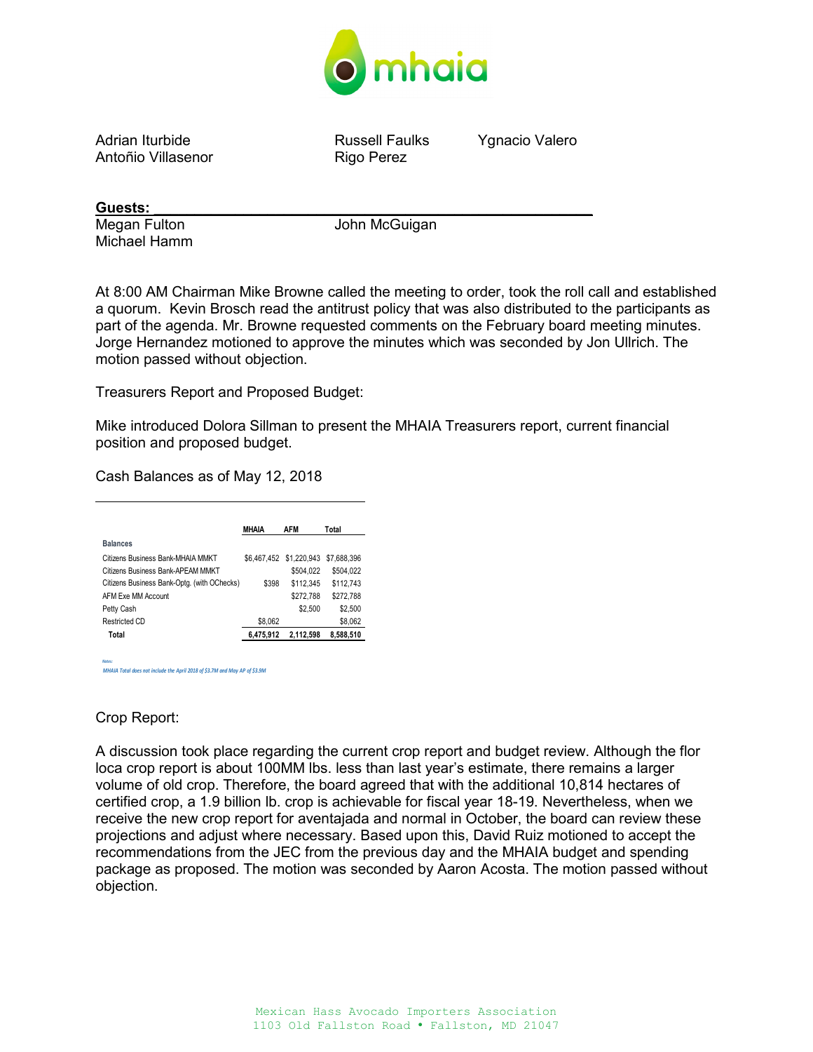Adrian Iturbide
Antoñio Villasenor
Russell Faulks
Rigo Perez
Ygnacio Valero

**Guests:**

Megan Fulton
Michael Hamm
John McGuigan

At 8:00 AM Chairman Mike Browne called the meeting to order, took the roll call and established a quorum. Kevin Brosch read the antitrust policy that was also distributed to the participants as part of the agenda. Mr. Browne requested comments on the February board meeting minutes. Jorge Hernandez motioned to approve the minutes which was seconded by Jon Ullrich. The motion passed without objection.

Treasurers Report and Proposed Budget:

Mike introduced Dolora Sillman to present the MHAIA Treasurers report, current financial position and proposed budget.

Cash Balances as of May 12, 2018

| | MHAIA | AFM | Total |
|---|---|---|---|
| **Balances** | | | |
| Citizens Business Bank-MHAIA MMKT | $6,467,452 | $1,220,943 | $7,688,396 |
| Citizens Business Bank-APEAM MMKT | | $504,022 | $504,022 |
| Citizens Business Bank-Optg. (with OChecks) | $398 | $112,345 | $112,743 |
| AFM Exe MM Account | | $272,788 | $272,788 |
| Petty Cash | | $2,500 | $2,500 |
| Restricted CD | $8,062 | | $8,062 |
| **Total** | **6,475,912** | **2,112,598** | **8,588,510** |

*Notes:*
*MHAIA Total does not include the April 2018 of $3.7M and May AP of $3.9M*

Crop Report:

A discussion took place regarding the current crop report and budget review. Although the flor loca crop report is about 100MM lbs. less than last year's estimate, there remains a larger volume of old crop. Therefore, the board agreed that with the additional 10,814 hectares of certified crop, a 1.9 billion lb. crop is achievable for fiscal year 18-19. Nevertheless, when we receive the new crop report for aventajada and normal in October, the board can review these projections and adjust where necessary. Based upon this, David Ruiz motioned to accept the recommendations from the JEC from the previous day and the MHAIA budget and spending package as proposed. The motion was seconded by Aaron Acosta. The motion passed without objection.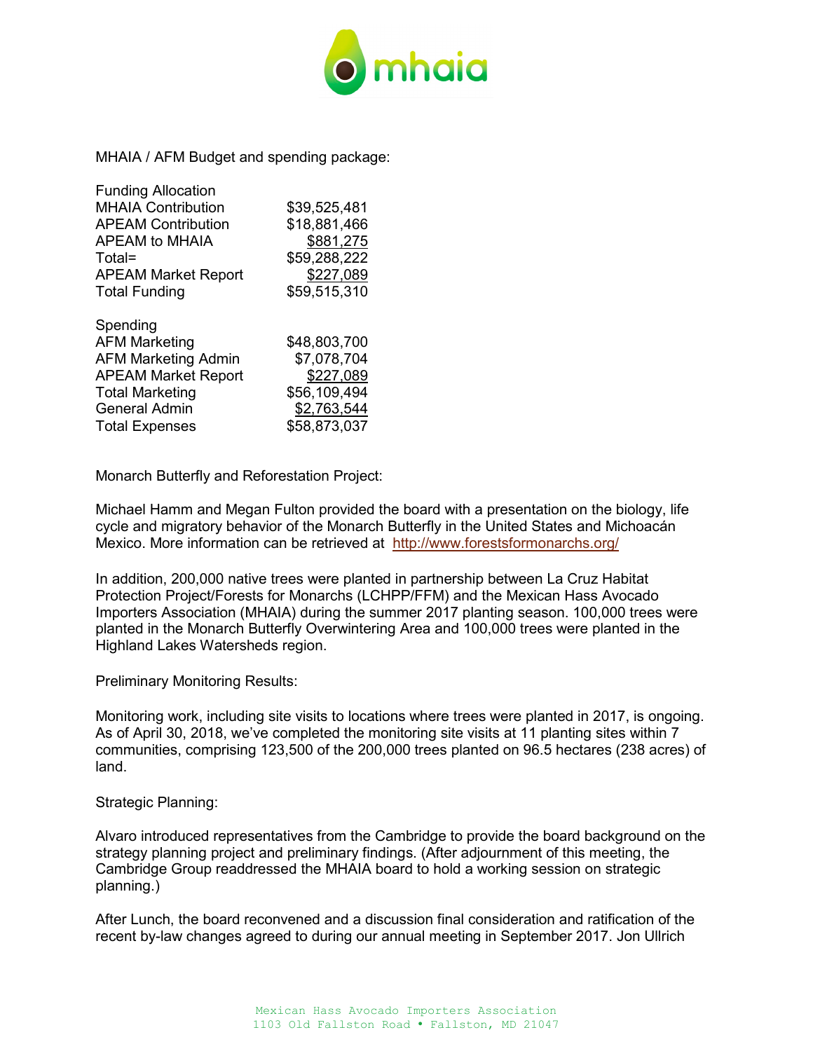MHAIA / AFM Budget and spending package:

| Funding Allocation | |
|---|---|
| MHAIA Contribution | $39,525,481 |
| APEAM Contribution | $18,881,466 |
| APEAM to MHAIA | $881,275 |
| Total= | $59,288,222 |
| APEAM Market Report | $227,089 |
| Total Funding | $59,515,310 |

| Spending | |
|---|---|
| AFM Marketing | $48,803,700 |
| AFM Marketing Admin | $7,078,704 |
| APEAM Market Report | $227,089 |
| Total Marketing | $56,109,494 |
| General Admin | $2,763,544 |
| Total Expenses | $58,873,037 |

Monarch Butterfly and Reforestation Project:

Michael Hamm and Megan Fulton provided the board with a presentation on the biology, life cycle and migratory behavior of the Monarch Butterfly in the United States and Michoacán Mexico. More information can be retrieved at http://www.forestsformonarchs.org/

In addition, 200,000 native trees were planted in partnership between La Cruz Habitat Protection Project/Forests for Monarchs (LCHPP/FFM) and the Mexican Hass Avocado Importers Association (MHAIA) during the summer 2017 planting season. 100,000 trees were planted in the Monarch Butterfly Overwintering Area and 100,000 trees were planted in the Highland Lakes Watersheds region.

Preliminary Monitoring Results:

Monitoring work, including site visits to locations where trees were planted in 2017, is ongoing. As of April 30, 2018, we've completed the monitoring site visits at 11 planting sites within 7 communities, comprising 123,500 of the 200,000 trees planted on 96.5 hectares (238 acres) of land.

Strategic Planning:

Alvaro introduced representatives from the Cambridge to provide the board background on the strategy planning project and preliminary findings. (After adjournment of this meeting, the Cambridge Group readdressed the MHAIA board to hold a working session on strategic planning.)

After Lunch, the board reconvened and a discussion final consideration and ratification of the recent by-law changes agreed to during our annual meeting in September 2017. Jon Ullrich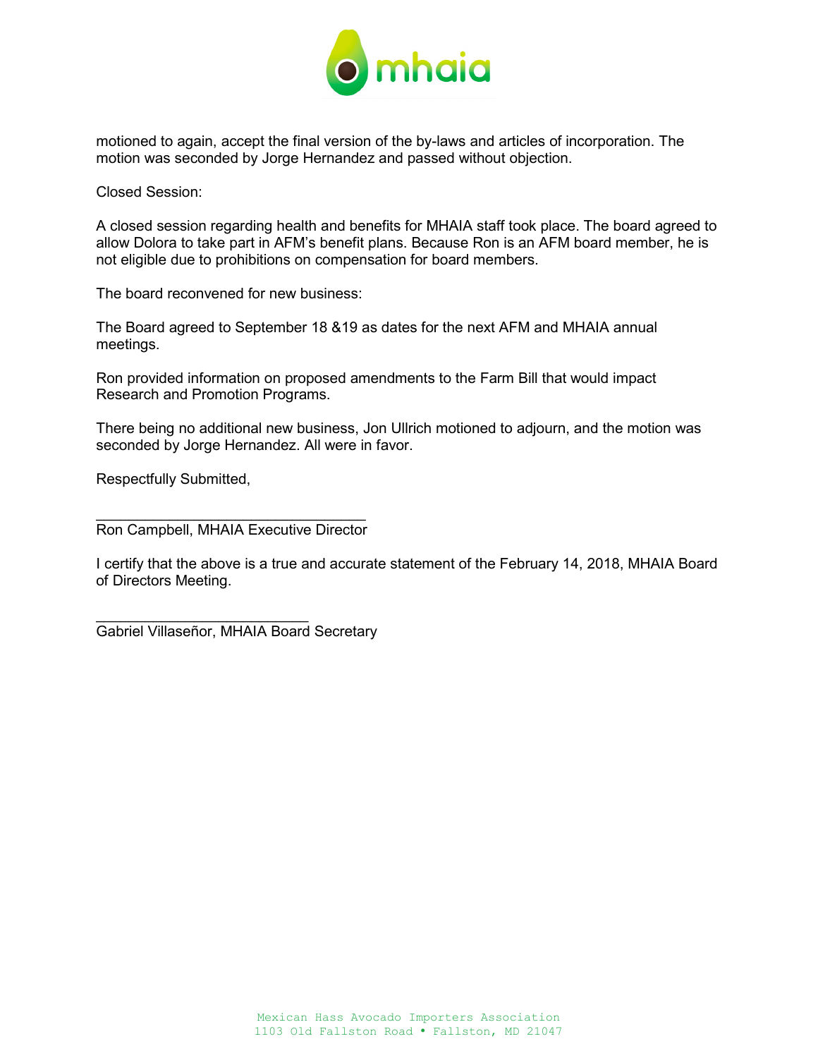motioned to again, accept the final version of the by-laws and articles of incorporation. The motion was seconded by Jorge Hernandez and passed without objection.

Closed Session:

A closed session regarding health and benefits for MHAIA staff took place. The board agreed to allow Dolora to take part in AFM's benefit plans. Because Ron is an AFM board member, he is not eligible due to prohibitions on compensation for board members.

The board reconvened for new business:

The Board agreed to September 18 &19 as dates for the next AFM and MHAIA annual meetings.

Ron provided information on proposed amendments to the Farm Bill that would impact Research and Promotion Programs.

There being no additional new business, Jon Ullrich motioned to adjourn, and the motion was seconded by Jorge Hernandez. All were in favor.

Respectfully Submitted,

\_\_\_\_\_\_\_\_\_\_\_\_\_\_\_\_\_\_\_\_\_\_\_\_\_\_\_\_\_\_\_\_\_\_
Ron Campbell, MHAIA Executive Director

I certify that the above is a true and accurate statement of the February 14, 2018, MHAIA Board of Directors Meeting.

\_\_\_\_\_\_\_\_\_\_\_\_\_\_\_\_\_\_\_\_\_\_\_\_\_\_\_
Gabriel Villaseñor, MHAIA Board Secretary

Mexican Hass Avocado Importers Association
1103 Old Fallston Road • Fallston, MD 21047